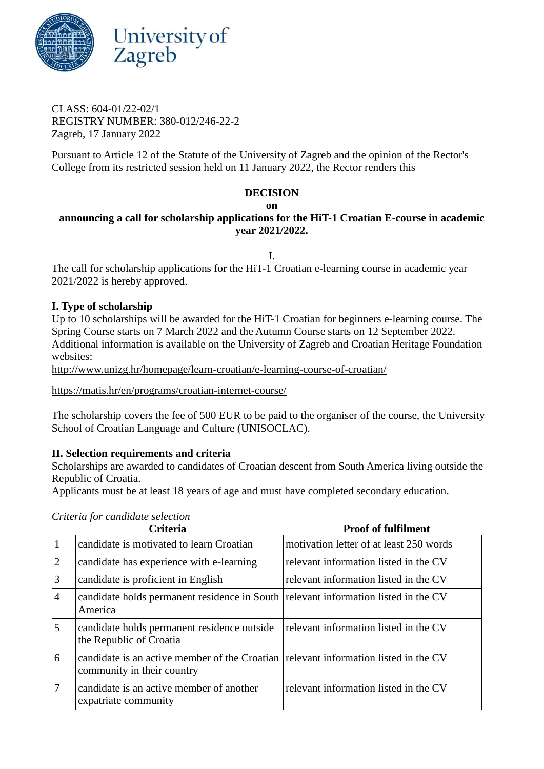University of Zagreb

CLASS: 604-01/22-02/1
REGISTRY NUMBER: 380-012/246-22-2
Zagreb, 17 January 2022

Pursuant to Article 12 of the Statute of the University of Zagreb and the opinion of the Rector's College from its restricted session held on 11 January 2022, the Rector renders this

**DECISION**
**on**
**announcing a call for scholarship applications for the HiT-1 Croatian E-course in academic year 2021/2022.**

I.

The call for scholarship applications for the HiT-1 Croatian e-learning course in academic year 2021/2022 is hereby approved.

### I. Type of scholarship

Up to 10 scholarships will be awarded for the HiT-1 Croatian for beginners e-learning course. The Spring Course starts on 7 March 2022 and the Autumn Course starts on 12 September 2022. Additional information is available on the University of Zagreb and Croatian Heritage Foundation websites:

http://www.unizg.hr/homepage/learn-croatian/e-learning-course-of-croatian/

https://matis.hr/en/programs/croatian-internet-course/

The scholarship covers the fee of 500 EUR to be paid to the organiser of the course, the University School of Croatian Language and Culture (UNISOCLAC).

### II. Selection requirements and criteria

Scholarships are awarded to candidates of Croatian descent from South America living outside the Republic of Croatia.
Applicants must be at least 18 years of age and must have completed secondary education.

*Criteria for candidate selection*

| | Criteria | Proof of fulfilment |
|---|---|---|
| 1 | candidate is motivated to learn Croatian | motivation letter of at least 250 words |
| 2 | candidate has experience with e-learning | relevant information listed in the CV |
| 3 | candidate is proficient in English | relevant information listed in the CV |
| 4 | candidate holds permanent residence in South America | relevant information listed in the CV |
| 5 | candidate holds permanent residence outside the Republic of Croatia | relevant information listed in the CV |
| 6 | candidate is an active member of the Croatian community in their country | relevant information listed in the CV |
| 7 | candidate is an active member of another expatriate community | relevant information listed in the CV |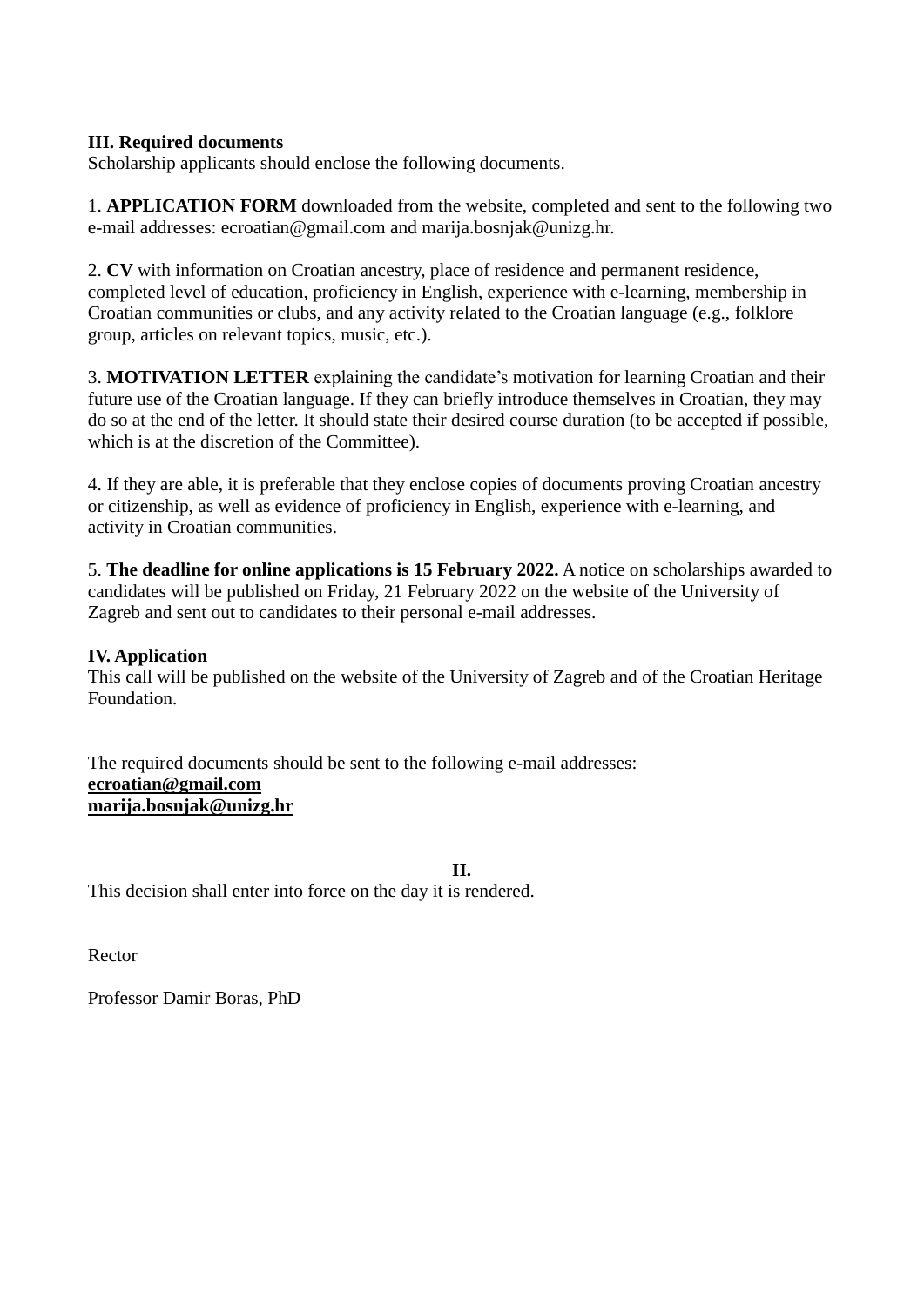**III. Required documents**

Scholarship applicants should enclose the following documents.

1. **APPLICATION FORM** downloaded from the website, completed and sent to the following two e-mail addresses: ecroatian@gmail.com and marija.bosnjak@unizg.hr.

2. **CV** with information on Croatian ancestry, place of residence and permanent residence, completed level of education, proficiency in English, experience with e-learning, membership in Croatian communities or clubs, and any activity related to the Croatian language (e.g., folklore group, articles on relevant topics, music, etc.).

3. **MOTIVATION LETTER** explaining the candidate's motivation for learning Croatian and their future use of the Croatian language. If they can briefly introduce themselves in Croatian, they may do so at the end of the letter. It should state their desired course duration (to be accepted if possible, which is at the discretion of the Committee).

4. If they are able, it is preferable that they enclose copies of documents proving Croatian ancestry or citizenship, as well as evidence of proficiency in English, experience with e-learning, and activity in Croatian communities.

5. **The deadline for online applications is 15 February 2022.** A notice on scholarships awarded to candidates will be published on Friday, 21 February 2022 on the website of the University of Zagreb and sent out to candidates to their personal e-mail addresses.

**IV. Application**

This call will be published on the website of the University of Zagreb and of the Croatian Heritage Foundation.

The required documents should be sent to the following e-mail addresses:
**ecroatian@gmail.com**
**marija.bosnjak@unizg.hr**

**II.**

This decision shall enter into force on the day it is rendered.

Rector

Professor Damir Boras, PhD